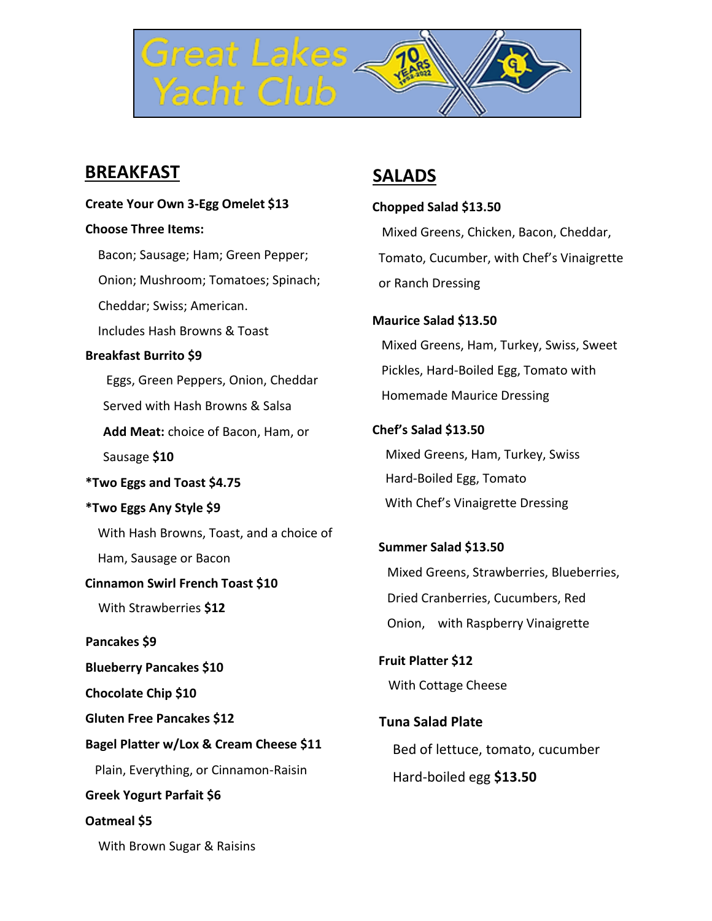# Great Lakes Yacht Club

## BREAKFAST

**Create Your Own 3-Egg Omelet $13**

**Choose Three Items:**

Bacon; Sausage; Ham; Green Pepper; Onion; Mushroom; Tomatoes; Spinach; Cheddar; Swiss; American.

Includes Hash Browns & Toast

**Breakfast Burrito $9**

Eggs, Green Peppers, Onion, Cheddar

Served with Hash Browns & Salsa

**Add Meat:** choice of Bacon, Ham, or Sausage **$10**

***Two Eggs and Toast $4.75**

***Two Eggs Any Style $9**

With Hash Browns, Toast, and a choice of Ham, Sausage or Bacon

**Cinnamon Swirl French Toast $10**

With Strawberries **$12**

**Pancakes $9**

**Blueberry Pancakes $10**

**Chocolate Chip $10**

**Gluten Free Pancakes $12**

**Bagel Platter w/Lox & Cream Cheese $11**

Plain, Everything, or Cinnamon-Raisin

**Greek Yogurt Parfait $6**

**Oatmeal $5**

With Brown Sugar & Raisins

## SALADS

**Chopped Salad $13.50**

Mixed Greens, Chicken, Bacon, Cheddar, Tomato, Cucumber, with Chef's Vinaigrette or Ranch Dressing

**Maurice Salad $13.50**

Mixed Greens, Ham, Turkey, Swiss, Sweet Pickles, Hard-Boiled Egg, Tomato with Homemade Maurice Dressing

**Chef's Salad $13.50**

Mixed Greens, Ham, Turkey, Swiss Hard-Boiled Egg, Tomato With Chef's Vinaigrette Dressing

**Summer Salad $13.50**

Mixed Greens, Strawberries, Blueberries, Dried Cranberries, Cucumbers, Red Onion, with Raspberry Vinaigrette

**Fruit Platter $12**

With Cottage Cheese

**Tuna Salad Plate**

Bed of lettuce, tomato, cucumber

Hard-boiled egg **$13.50**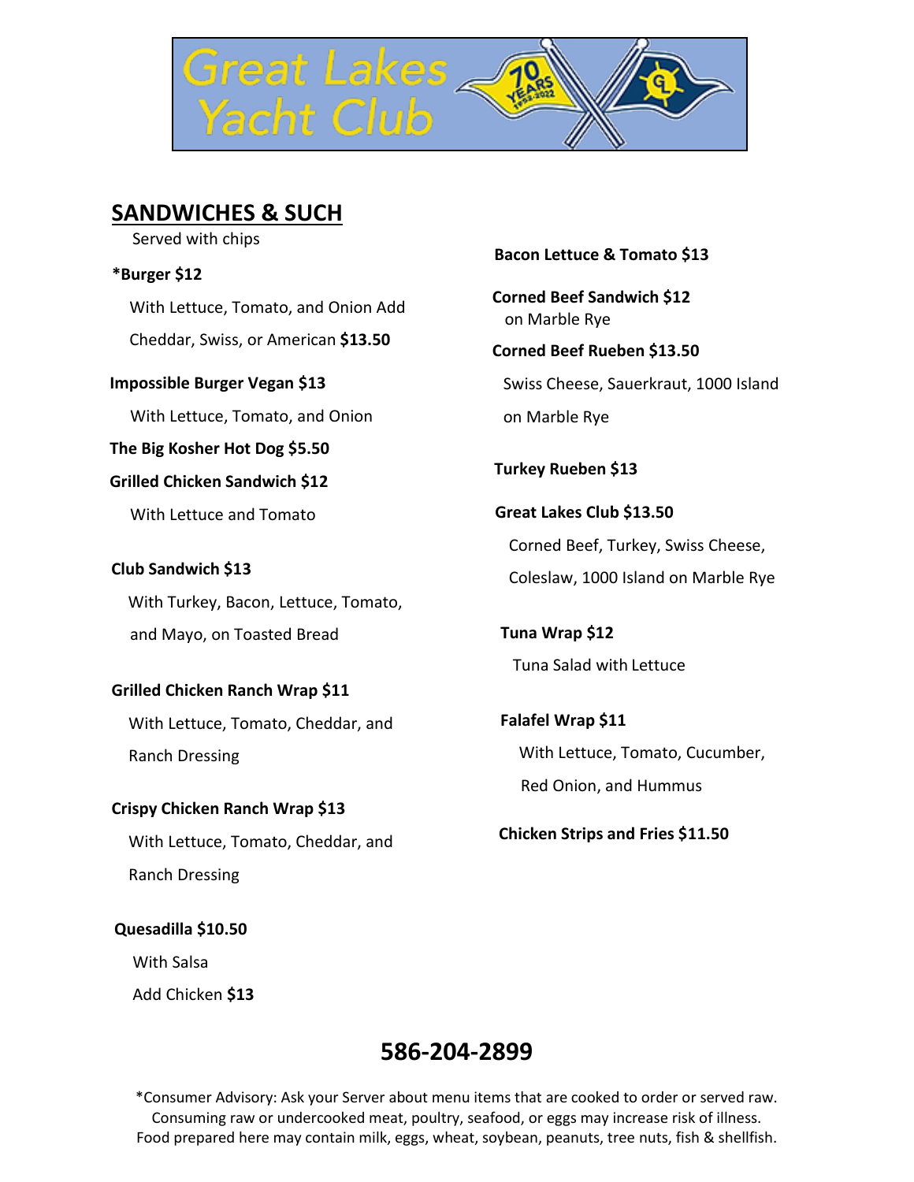Great Lakes Yacht Club

70 YEARS 1952-2022

## SANDWICHES & SUCH

Served with chips

**\*Burger $12**

With Lettuce, Tomato, and Onion Add Cheddar, Swiss, or American **$13.50**

**Impossible Burger Vegan $13**

With Lettuce, Tomato, and Onion

**The Big Kosher Hot Dog $5.50**

**Grilled Chicken Sandwich $12**

With Lettuce and Tomato

**Club Sandwich $13**

With Turkey, Bacon, Lettuce, Tomato, and Mayo, on Toasted Bread

**Grilled Chicken Ranch Wrap $11**

With Lettuce, Tomato, Cheddar, and Ranch Dressing

**Crispy Chicken Ranch Wrap $13**

With Lettuce, Tomato, Cheddar, and Ranch Dressing

**Quesadilla $10.50**

With Salsa

Add Chicken **$13**

**Bacon Lettuce & Tomato $13**

**Corned Beef Sandwich $12**

on Marble Rye

**Corned Beef Rueben $13.50**

Swiss Cheese, Sauerkraut, 1000 Island on Marble Rye

**Turkey Rueben $13**

**Great Lakes Club $13.50**

Corned Beef, Turkey, Swiss Cheese, Coleslaw, 1000 Island on Marble Rye

**Tuna Wrap $12**

Tuna Salad with Lettuce

**Falafel Wrap $11**

With Lettuce, Tomato, Cucumber, Red Onion, and Hummus

**Chicken Strips and Fries $11.50**

## 586-204-2899

*Consumer Advisory: Ask your Server about menu items that are cooked to order or served raw. Consuming raw or undercooked meat, poultry, seafood, or eggs may increase risk of illness. Food prepared here may contain milk, eggs, wheat, soybean, peanuts, tree nuts, fish & shellfish.